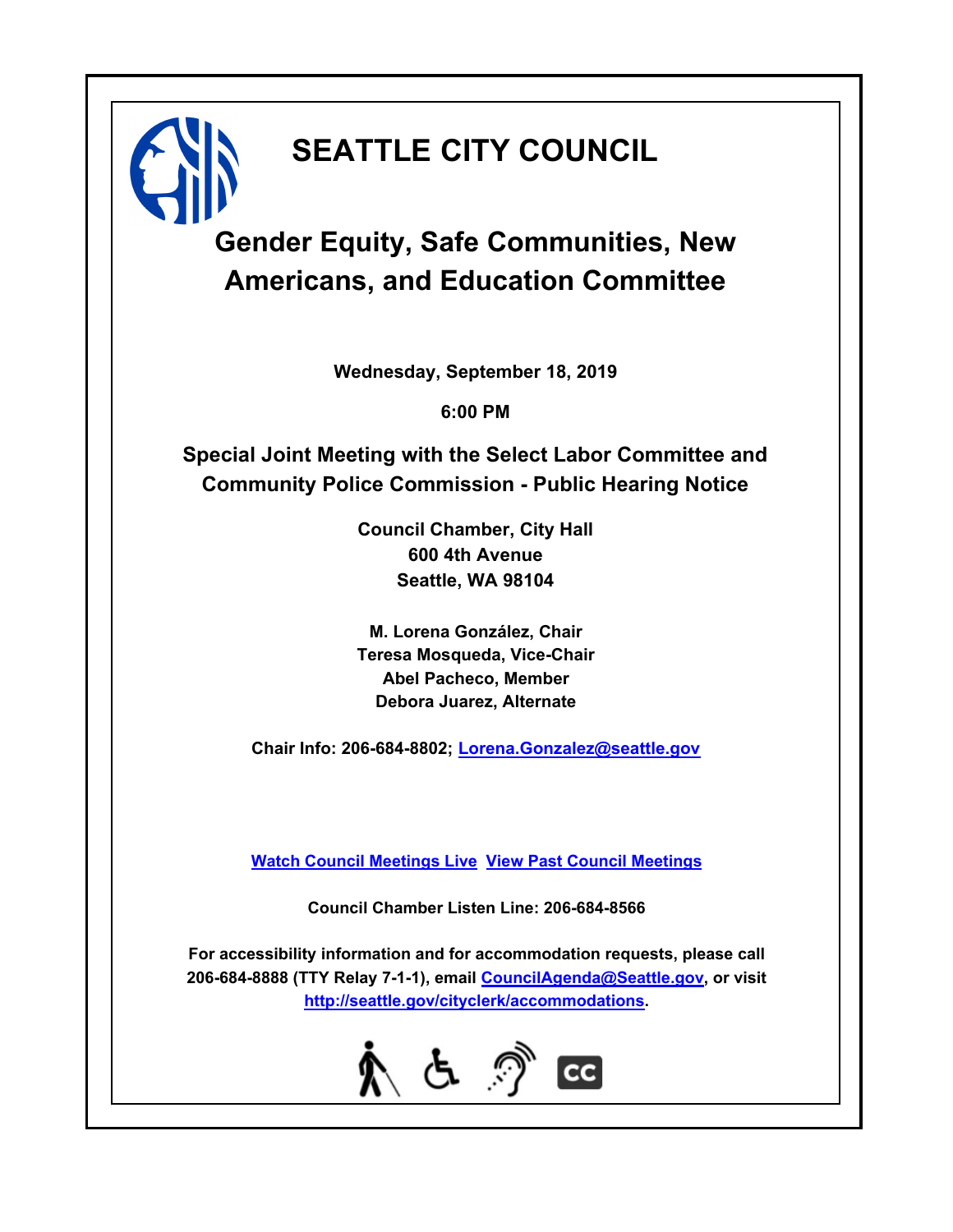# SEATTLE CITY COUNCIL

## Gender Equity, Safe Communities, New Americans, and Education Committee

**Wednesday, September 18, 2019**

**6:00 PM**

**Special Joint Meeting with the Select Labor Committee and Community Police Commission - Public Hearing Notice**

**Council Chamber, City Hall**
**600 4th Avenue**
**Seattle, WA 98104**

**M. Lorena González, Chair**
**Teresa Mosqueda, Vice-Chair**
**Abel Pacheco, Member**
**Debora Juarez, Alternate**

**Chair Info: 206-684-8802; Lorena.Gonzalez@seattle.gov**

**Watch Council Meetings Live** **View Past Council Meetings**

**Council Chamber Listen Line: 206-684-8566**

**For accessibility information and for accommodation requests, please call 206-684-8888 (TTY Relay 7-1-1), email CouncilAgenda@Seattle.gov, or visit http://seattle.gov/cityclerk/accommodations.**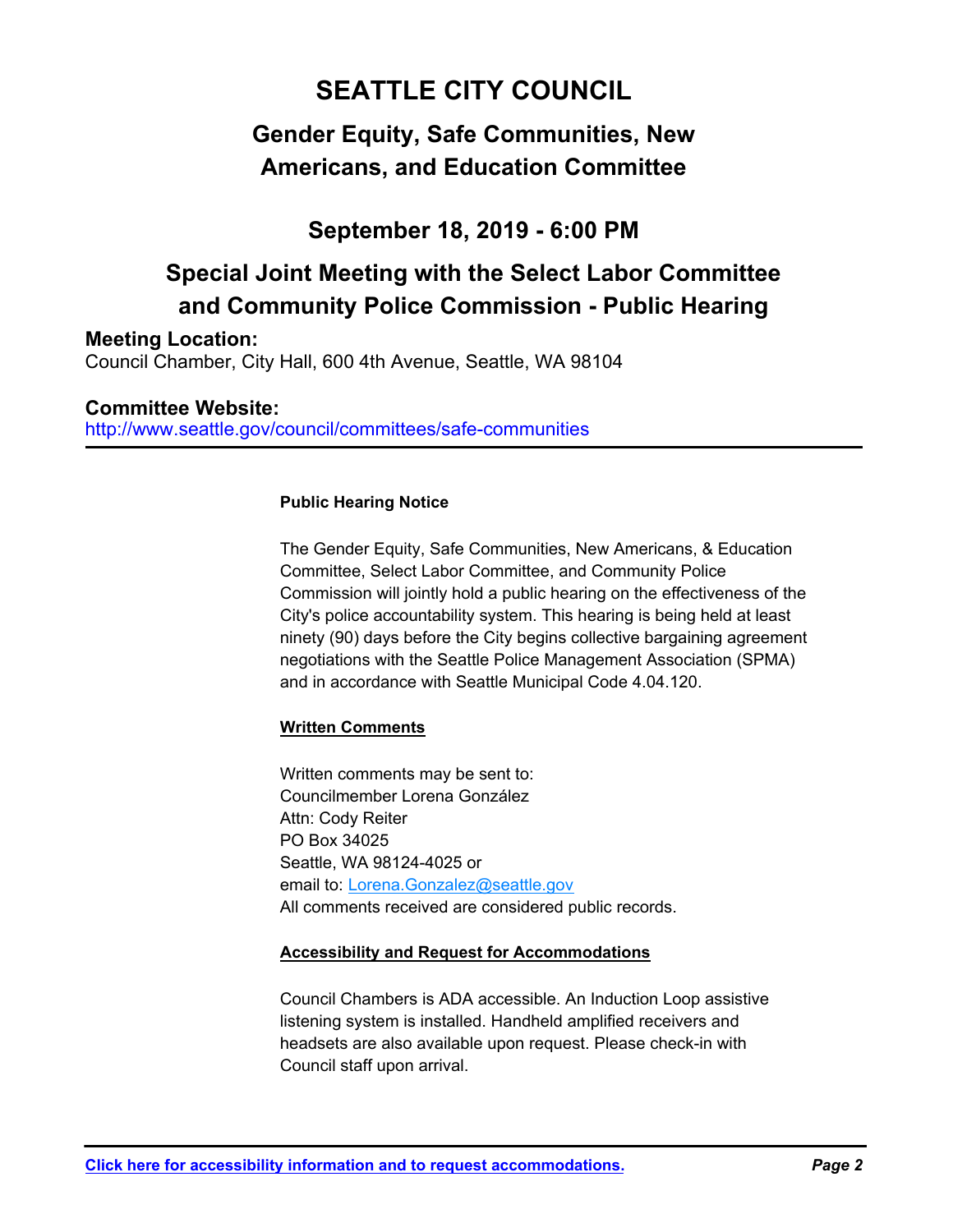# SEATTLE CITY COUNCIL

## Gender Equity, Safe Communities, New Americans, and Education Committee

### September 18, 2019 - 6:00 PM

## Special Joint Meeting with the Select Labor Committee and Community Police Commission - Public Hearing

**Meeting Location:**
Council Chamber, City Hall, 600 4th Avenue, Seattle, WA 98104

**Committee Website:**
http://www.seattle.gov/council/committees/safe-communities

---

**Public Hearing Notice**

The Gender Equity, Safe Communities, New Americans, & Education Committee, Select Labor Committee, and Community Police Commission will jointly hold a public hearing on the effectiveness of the City's police accountability system. This hearing is being held at least ninety (90) days before the City begins collective bargaining agreement negotiations with the Seattle Police Management Association (SPMA) and in accordance with Seattle Municipal Code 4.04.120.

**Written Comments**

Written comments may be sent to:
Councilmember Lorena González
Attn: Cody Reiter
PO Box 34025
Seattle, WA 98124-4025 or
email to: Lorena.Gonzalez@seattle.gov
All comments received are considered public records.

**Accessibility and Request for Accommodations**

Council Chambers is ADA accessible. An Induction Loop assistive listening system is installed. Handheld amplified receivers and headsets are also available upon request. Please check-in with Council staff upon arrival.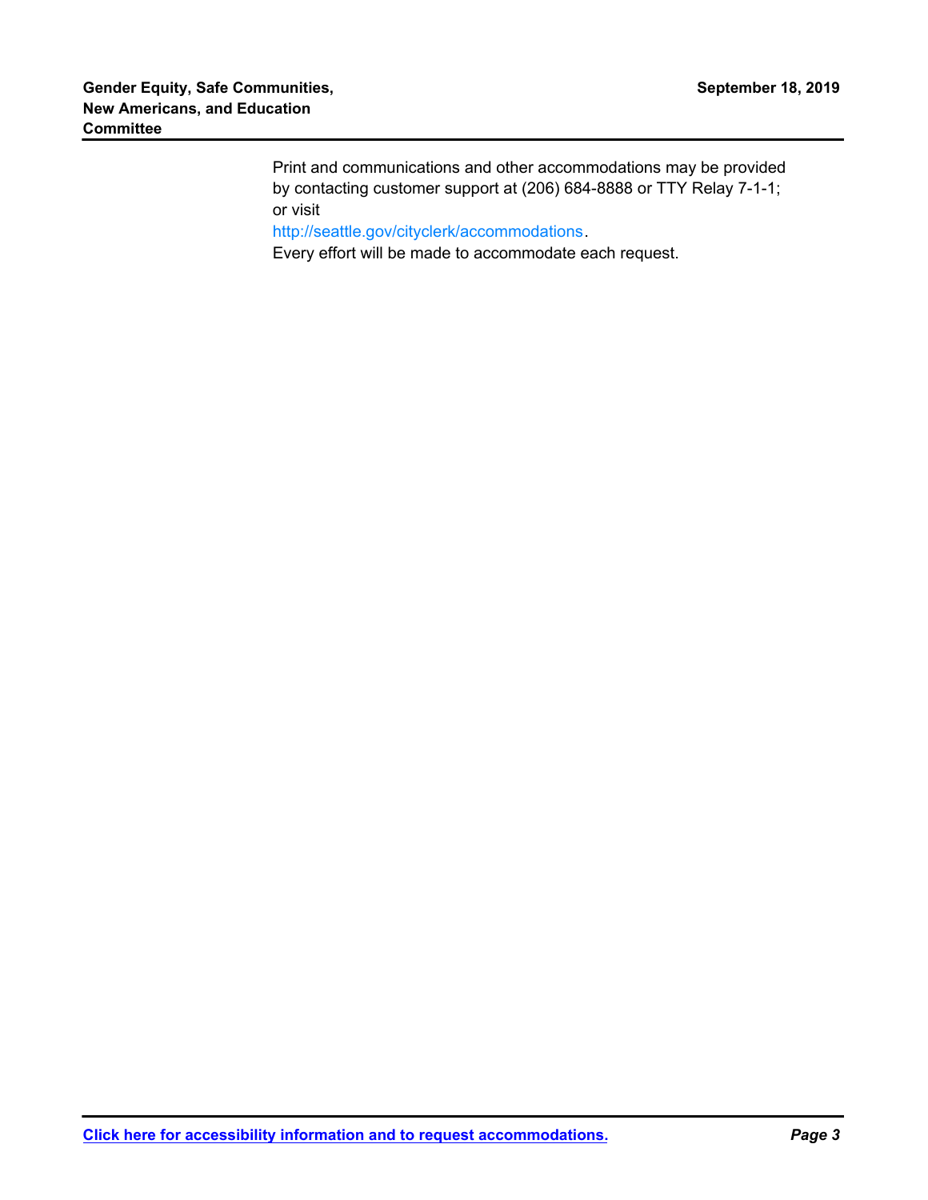Print and communications and other accommodations may be provided by contacting customer support at (206) 684-8888 or TTY Relay 7-1-1; or visit http://seattle.gov/cityclerk/accommodations.

Every effort will be made to accommodate each request.